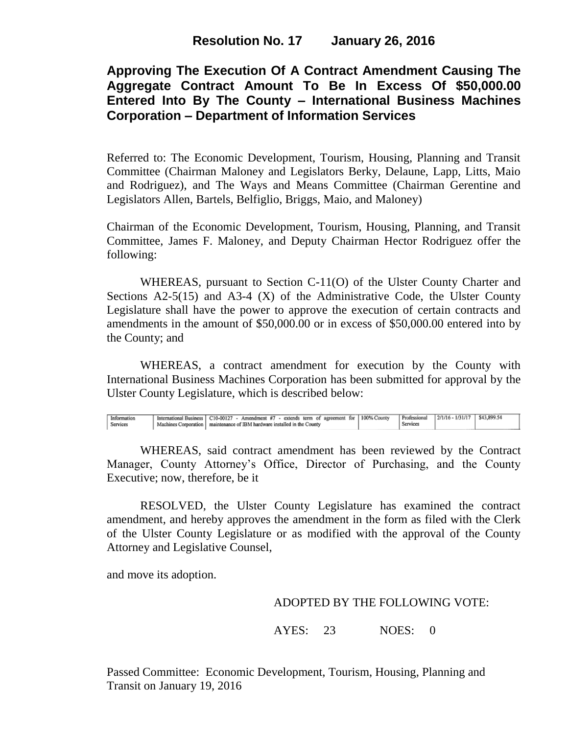# Resolution No. 17 January 26, 2016

## Approving The Execution Of A Contract Amendment Causing The Aggregate Contract Amount To Be In Excess Of $50,000.00 Entered Into By The County – International Business Machines Corporation – Department of Information Services

Referred to: The Economic Development, Tourism, Housing, Planning and Transit Committee (Chairman Maloney and Legislators Berky, Delaune, Lapp, Litts, Maio and Rodriguez), and The Ways and Means Committee (Chairman Gerentine and Legislators Allen, Bartels, Belfiglio, Briggs, Maio, and Maloney)

Chairman of the Economic Development, Tourism, Housing, Planning, and Transit Committee, James F. Maloney, and Deputy Chairman Hector Rodriguez offer the following:

WHEREAS, pursuant to Section C-11(O) of the Ulster County Charter and Sections A2-5(15) and A3-4 (X) of the Administrative Code, the Ulster County Legislature shall have the power to approve the execution of certain contracts and amendments in the amount of $50,000.00 or in excess of $50,000.00 entered into by the County; and

WHEREAS, a contract amendment for execution by the County with International Business Machines Corporation has been submitted for approval by the Ulster County Legislature, which is described below:

| | | | | | | |
|---|---|---|---|---|---|---|
| Information Services | International Business Machines Corporation | C10-00127 - Amendment #7 - extends term of agreement for maintenance of IBM hardware installed in the County | 100% County | Professional Services | 2/1/16 - 1/31/17 | $43,899.54 |

WHEREAS, said contract amendment has been reviewed by the Contract Manager, County Attorney's Office, Director of Purchasing, and the County Executive; now, therefore, be it

RESOLVED, the Ulster County Legislature has examined the contract amendment, and hereby approves the amendment in the form as filed with the Clerk of the Ulster County Legislature or as modified with the approval of the County Attorney and Legislative Counsel,

and move its adoption.

ADOPTED BY THE FOLLOWING VOTE:

AYES: 23 NOES: 0

Passed Committee: Economic Development, Tourism, Housing, Planning and Transit on January 19, 2016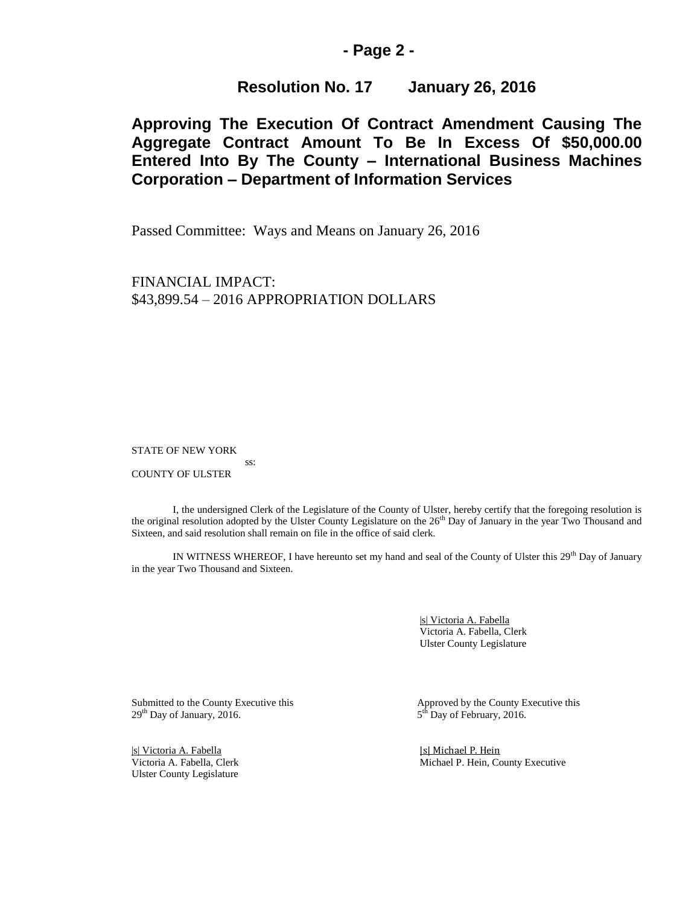## Resolution No. 17 January 26, 2016

## Approving The Execution Of Contract Amendment Causing The Aggregate Contract Amount To Be In Excess Of $50,000.00 Entered Into By The County – International Business Machines Corporation – Department of Information Services

Passed Committee: Ways and Means on January 26, 2016

FINANCIAL IMPACT:
$43,899.54 – 2016 APPROPRIATION DOLLARS

STATE OF NEW YORK
ss:
COUNTY OF ULSTER

I, the undersigned Clerk of the Legislature of the County of Ulster, hereby certify that the foregoing resolution is the original resolution adopted by the Ulster County Legislature on the 26th Day of January in the year Two Thousand and Sixteen, and said resolution shall remain on file in the office of said clerk.

IN WITNESS WHEREOF, I have hereunto set my hand and seal of the County of Ulster this 29th Day of January in the year Two Thousand and Sixteen.

|s| Victoria A. Fabella
Victoria A. Fabella, Clerk
Ulster County Legislature

Submitted to the County Executive this 29th Day of January, 2016.

|s| Victoria A. Fabella
Victoria A. Fabella, Clerk
Ulster County Legislature

Approved by the County Executive this 5th Day of February, 2016.

|s| Michael P. Hein
Michael P. Hein, County Executive